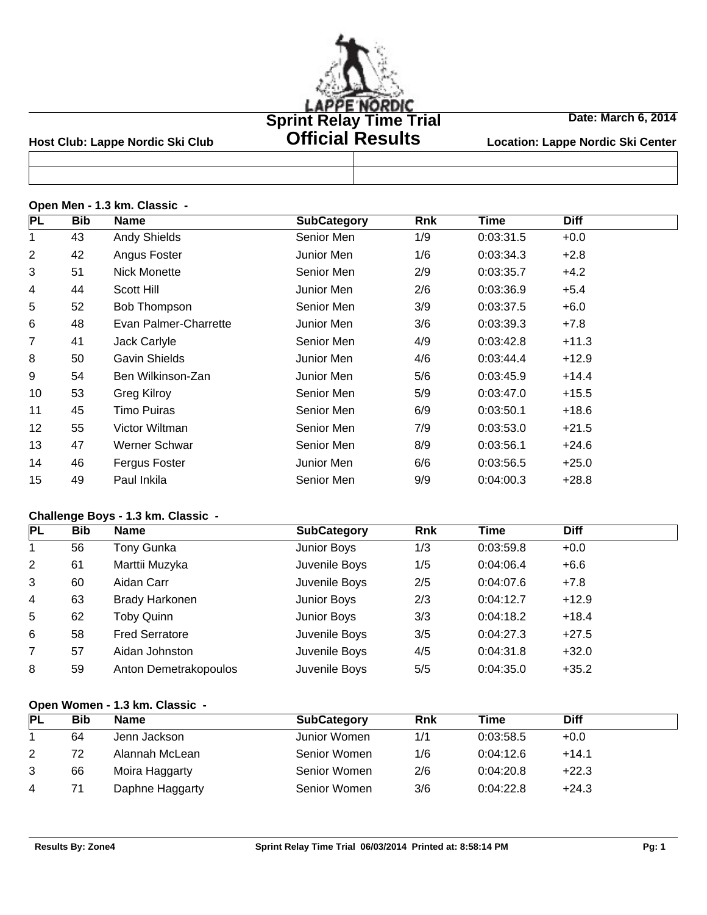# Sprint Relay Time Trial

## Official Results

**Host Club: Lappe Nordic Ski Club**

**Date: March 6, 2014**

**Location: Lappe Nordic Ski Center**

### Open Men - 1.3 km. Classic -

| PL | Bib | Name | SubCategory | Rnk | Time | Diff |
|---|---|---|---|---|---|---|
| 1 | 43 | Andy Shields | Senior Men | 1/9 | 0:03:31.5 | +0.0 |
| 2 | 42 | Angus Foster | Junior Men | 1/6 | 0:03:34.3 | +2.8 |
| 3 | 51 | Nick Monette | Senior Men | 2/9 | 0:03:35.7 | +4.2 |
| 4 | 44 | Scott Hill | Junior Men | 2/6 | 0:03:36.9 | +5.4 |
| 5 | 52 | Bob Thompson | Senior Men | 3/9 | 0:03:37.5 | +6.0 |
| 6 | 48 | Evan Palmer-Charrette | Junior Men | 3/6 | 0:03:39.3 | +7.8 |
| 7 | 41 | Jack Carlyle | Senior Men | 4/9 | 0:03:42.8 | +11.3 |
| 8 | 50 | Gavin Shields | Junior Men | 4/6 | 0:03:44.4 | +12.9 |
| 9 | 54 | Ben Wilkinson-Zan | Junior Men | 5/6 | 0:03:45.9 | +14.4 |
| 10 | 53 | Greg Kilroy | Senior Men | 5/9 | 0:03:47.0 | +15.5 |
| 11 | 45 | Timo Puiras | Senior Men | 6/9 | 0:03:50.1 | +18.6 |
| 12 | 55 | Victor Wiltman | Senior Men | 7/9 | 0:03:53.0 | +21.5 |
| 13 | 47 | Werner Schwar | Senior Men | 8/9 | 0:03:56.1 | +24.6 |
| 14 | 46 | Fergus Foster | Junior Men | 6/6 | 0:03:56.5 | +25.0 |
| 15 | 49 | Paul Inkila | Senior Men | 9/9 | 0:04:00.3 | +28.8 |

### Challenge Boys - 1.3 km. Classic -

| PL | Bib | Name | SubCategory | Rnk | Time | Diff |
|---|---|---|---|---|---|---|
| 1 | 56 | Tony Gunka | Junior Boys | 1/3 | 0:03:59.8 | +0.0 |
| 2 | 61 | Marttii Muzyka | Juvenile Boys | 1/5 | 0:04:06.4 | +6.6 |
| 3 | 60 | Aidan Carr | Juvenile Boys | 2/5 | 0:04:07.6 | +7.8 |
| 4 | 63 | Brady Harkonen | Junior Boys | 2/3 | 0:04:12.7 | +12.9 |
| 5 | 62 | Toby Quinn | Junior Boys | 3/3 | 0:04:18.2 | +18.4 |
| 6 | 58 | Fred Serratore | Juvenile Boys | 3/5 | 0:04:27.3 | +27.5 |
| 7 | 57 | Aidan Johnston | Juvenile Boys | 4/5 | 0:04:31.8 | +32.0 |
| 8 | 59 | Anton Demetrakopoulos | Juvenile Boys | 5/5 | 0:04:35.0 | +35.2 |

### Open Women - 1.3 km. Classic -

| PL | Bib | Name | SubCategory | Rnk | Time | Diff |
|---|---|---|---|---|---|---|
| 1 | 64 | Jenn Jackson | Junior Women | 1/1 | 0:03:58.5 | +0.0 |
| 2 | 72 | Alannah McLean | Senior Women | 1/6 | 0:04:12.6 | +14.1 |
| 3 | 66 | Moira Haggarty | Senior Women | 2/6 | 0:04:20.8 | +22.3 |
| 4 | 71 | Daphne Haggarty | Senior Women | 3/6 | 0:04:22.8 | +24.3 |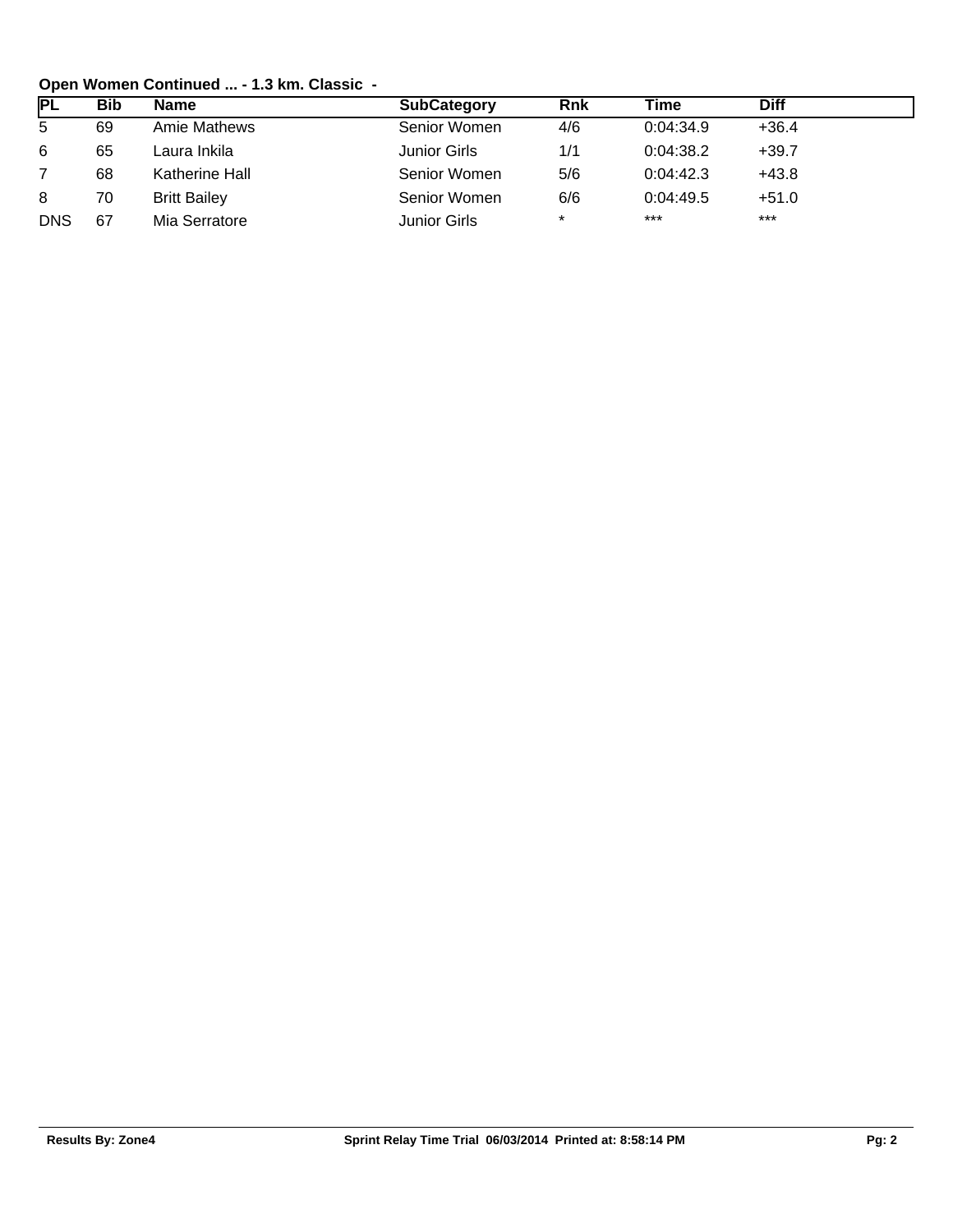**Open Women Continued ... - 1.3 km. Classic -**

| PL | Bib | Name | SubCategory | Rnk | Time | Diff |
|---|---|---|---|---|---|---|
| 5 | 69 | Amie Mathews | Senior Women | 4/6 | 0:04:34.9 | +36.4 |
| 6 | 65 | Laura Inkila | Junior Girls | 1/1 | 0:04:38.2 | +39.7 |
| 7 | 68 | Katherine Hall | Senior Women | 5/6 | 0:04:42.3 | +43.8 |
| 8 | 70 | Britt Bailey | Senior Women | 6/6 | 0:04:49.5 | +51.0 |
| DNS | 67 | Mia Serratore | Junior Girls | * | *** | *** |